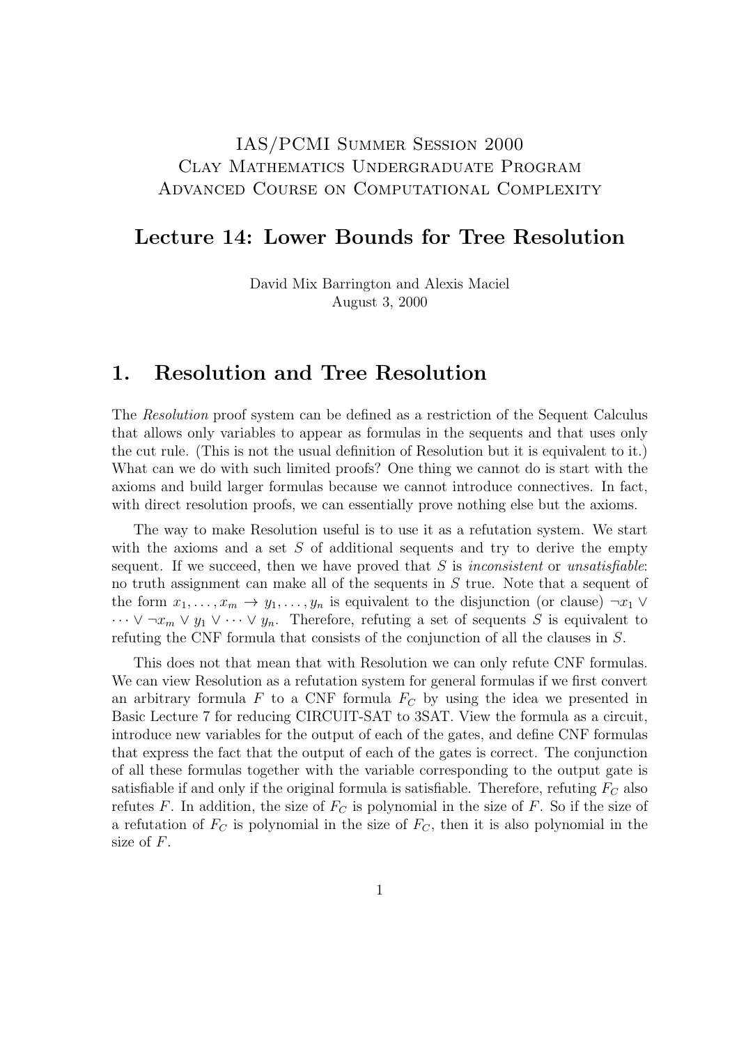IAS/PCMI Summer Session 2000
Clay Mathematics Undergraduate Program
Advanced Course on Computational Complexity

# Lecture 14: Lower Bounds for Tree Resolution

David Mix Barrington and Alexis Maciel
August 3, 2000

## 1. Resolution and Tree Resolution

The *Resolution* proof system can be defined as a restriction of the Sequent Calculus that allows only variables to appear as formulas in the sequents and that uses only the cut rule. (This is not the usual definition of Resolution but it is equivalent to it.) What can we do with such limited proofs? One thing we cannot do is start with the axioms and build larger formulas because we cannot introduce connectives. In fact, with direct resolution proofs, we can essentially prove nothing else but the axioms.

The way to make Resolution useful is to use it as a refutation system. We start with the axioms and a set $S$ of additional sequents and try to derive the empty sequent. If we succeed, then we have proved that $S$ is *inconsistent* or *unsatisfiable*: no truth assignment can make all of the sequents in $S$ true. Note that a sequent of the form $x_1, \ldots, x_m \to y_1, \ldots, y_n$ is equivalent to the disjunction (or clause) $\neg x_1 \vee \cdots \vee \neg x_m \vee y_1 \vee \cdots \vee y_n$. Therefore, refuting a set of sequents $S$ is equivalent to refuting the CNF formula that consists of the conjunction of all the clauses in $S$.

This does not that mean that with Resolution we can only refute CNF formulas. We can view Resolution as a refutation system for general formulas if we first convert an arbitrary formula $F$ to a CNF formula $F_C$ by using the idea we presented in Basic Lecture 7 for reducing CIRCUIT-SAT to 3SAT. View the formula as a circuit, introduce new variables for the output of each of the gates, and define CNF formulas that express the fact that the output of each of the gates is correct. The conjunction of all these formulas together with the variable corresponding to the output gate is satisfiable if and only if the original formula is satisfiable. Therefore, refuting $F_C$ also refutes $F$. In addition, the size of $F_C$ is polynomial in the size of $F$. So if the size of a refutation of $F_C$ is polynomial in the size of $F_C$, then it is also polynomial in the size of $F$.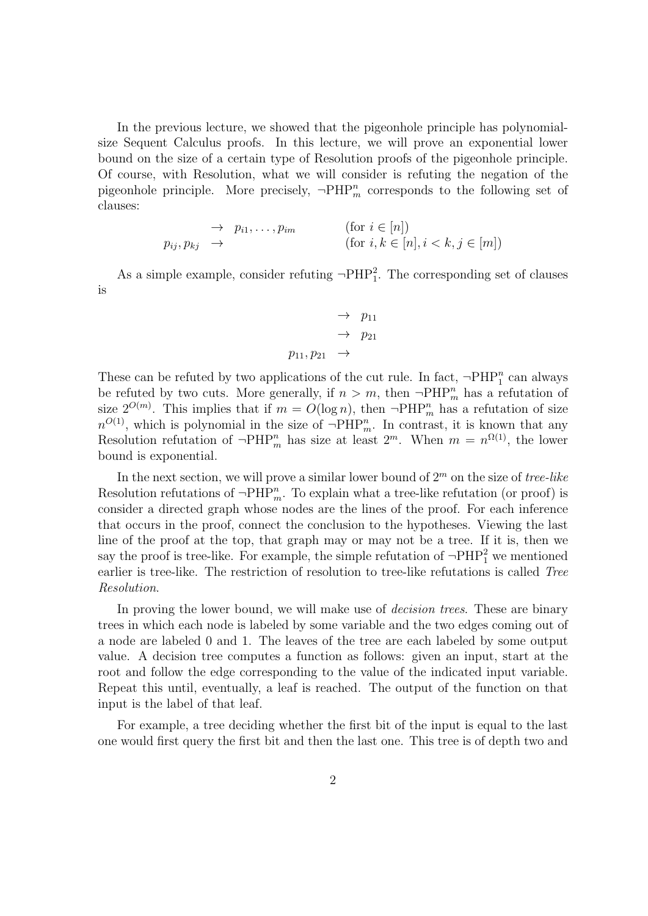In the previous lecture, we showed that the pigeonhole principle has polynomial-size Sequent Calculus proofs. In this lecture, we will prove an exponential lower bound on the size of a certain type of Resolution proofs of the pigeonhole principle. Of course, with Resolution, what we will consider is refuting the negation of the pigeonhole principle. More precisely, $\neg\mathrm{PHP}^n_m$ corresponds to the following set of clauses:

$$
\begin{array}{rcll}
 & \rightarrow & p_{i1}, \ldots, p_{im} & \quad (\text{for } i \in [n]) \\
p_{ij}, p_{kj} & \rightarrow & & \quad (\text{for } i, k \in [n], i < k, j \in [m])
\end{array}
$$

As a simple example, consider refuting $\neg\mathrm{PHP}^2_1$. The corresponding set of clauses is

$$
\begin{array}{rcl}
 & \rightarrow & p_{11} \\
 & \rightarrow & p_{21} \\
p_{11}, p_{21} & \rightarrow &
\end{array}
$$

These can be refuted by two applications of the cut rule. In fact, $\neg\mathrm{PHP}^n_1$ can always be refuted by two cuts. More generally, if $n > m$, then $\neg\mathrm{PHP}^n_m$ has a refutation of size $2^{O(m)}$. This implies that if $m = O(\log n)$, then $\neg\mathrm{PHP}^n_m$ has a refutation of size $n^{O(1)}$, which is polynomial in the size of $\neg\mathrm{PHP}^n_m$. In contrast, it is known that any Resolution refutation of $\neg\mathrm{PHP}^n_m$ has size at least $2^m$. When $m = n^{\Omega(1)}$, the lower bound is exponential.

In the next section, we will prove a similar lower bound of $2^m$ on the size of *tree-like* Resolution refutations of $\neg\mathrm{PHP}^n_m$. To explain what a tree-like refutation (or proof) is consider a directed graph whose nodes are the lines of the proof. For each inference that occurs in the proof, connect the conclusion to the hypotheses. Viewing the last line of the proof at the top, that graph may or may not be a tree. If it is, then we say the proof is tree-like. For example, the simple refutation of $\neg\mathrm{PHP}^2_1$ we mentioned earlier is tree-like. The restriction of resolution to tree-like refutations is called *Tree Resolution*.

In proving the lower bound, we will make use of *decision trees*. These are binary trees in which each node is labeled by some variable and the two edges coming out of a node are labeled 0 and 1. The leaves of the tree are each labeled by some output value. A decision tree computes a function as follows: given an input, start at the root and follow the edge corresponding to the value of the indicated input variable. Repeat this until, eventually, a leaf is reached. The output of the function on that input is the label of that leaf.

For example, a tree deciding whether the first bit of the input is equal to the last one would first query the first bit and then the last one. This tree is of depth two and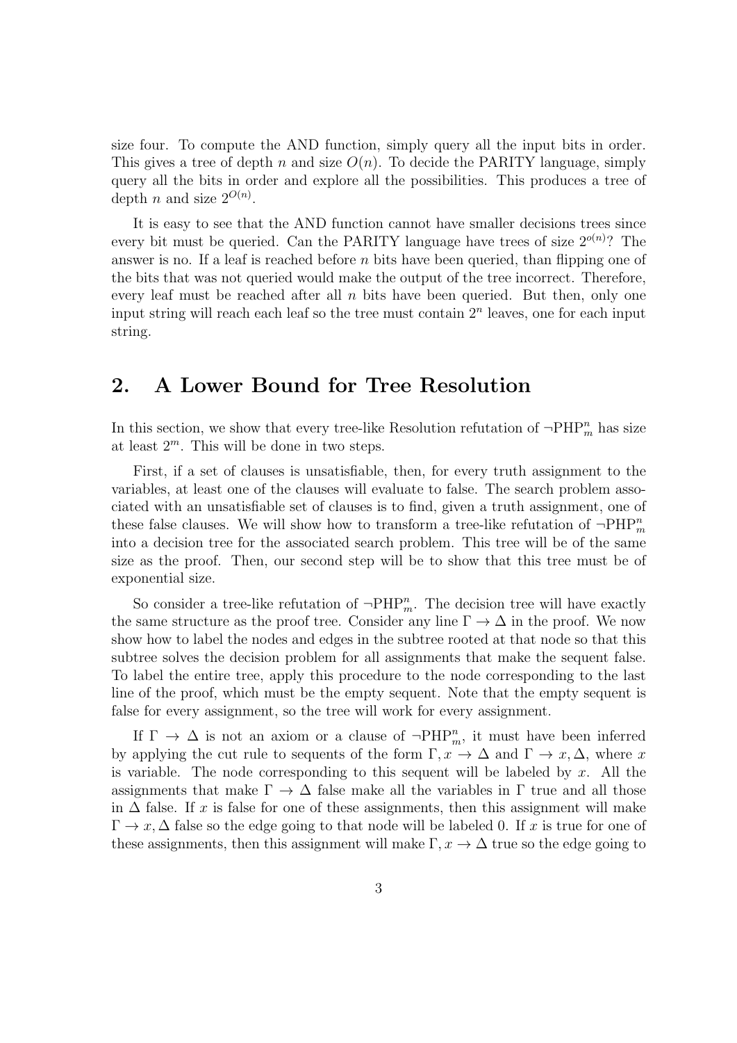size four. To compute the AND function, simply query all the input bits in order. This gives a tree of depth $n$ and size $O(n)$. To decide the PARITY language, simply query all the bits in order and explore all the possibilities. This produces a tree of depth $n$ and size $2^{O(n)}$.

It is easy to see that the AND function cannot have smaller decisions trees since every bit must be queried. Can the PARITY language have trees of size $2^{o(n)}$? The answer is no. If a leaf is reached before $n$ bits have been queried, than flipping one of the bits that was not queried would make the output of the tree incorrect. Therefore, every leaf must be reached after all $n$ bits have been queried. But then, only one input string will reach each leaf so the tree must contain $2^n$ leaves, one for each input string.

## 2. A Lower Bound for Tree Resolution

In this section, we show that every tree-like Resolution refutation of $\neg\mathrm{PHP}^n_m$ has size at least $2^m$. This will be done in two steps.

First, if a set of clauses is unsatisfiable, then, for every truth assignment to the variables, at least one of the clauses will evaluate to false. The search problem associated with an unsatisfiable set of clauses is to find, given a truth assignment, one of these false clauses. We will show how to transform a tree-like refutation of $\neg\mathrm{PHP}^n_m$ into a decision tree for the associated search problem. This tree will be of the same size as the proof. Then, our second step will be to show that this tree must be of exponential size.

So consider a tree-like refutation of $\neg\mathrm{PHP}^n_m$. The decision tree will have exactly the same structure as the proof tree. Consider any line $\Gamma \to \Delta$ in the proof. We now show how to label the nodes and edges in the subtree rooted at that node so that this subtree solves the decision problem for all assignments that make the sequent false. To label the entire tree, apply this procedure to the node corresponding to the last line of the proof, which must be the empty sequent. Note that the empty sequent is false for every assignment, so the tree will work for every assignment.

If $\Gamma \to \Delta$ is not an axiom or a clause of $\neg\mathrm{PHP}^n_m$, it must have been inferred by applying the cut rule to sequents of the form $\Gamma, x \to \Delta$ and $\Gamma \to x, \Delta$, where $x$ is variable. The node corresponding to this sequent will be labeled by $x$. All the assignments that make $\Gamma \to \Delta$ false make all the variables in $\Gamma$ true and all those in $\Delta$ false. If $x$ is false for one of these assignments, then this assignment will make $\Gamma \to x, \Delta$ false so the edge going to that node will be labeled 0. If $x$ is true for one of these assignments, then this assignment will make $\Gamma, x \to \Delta$ true so the edge going to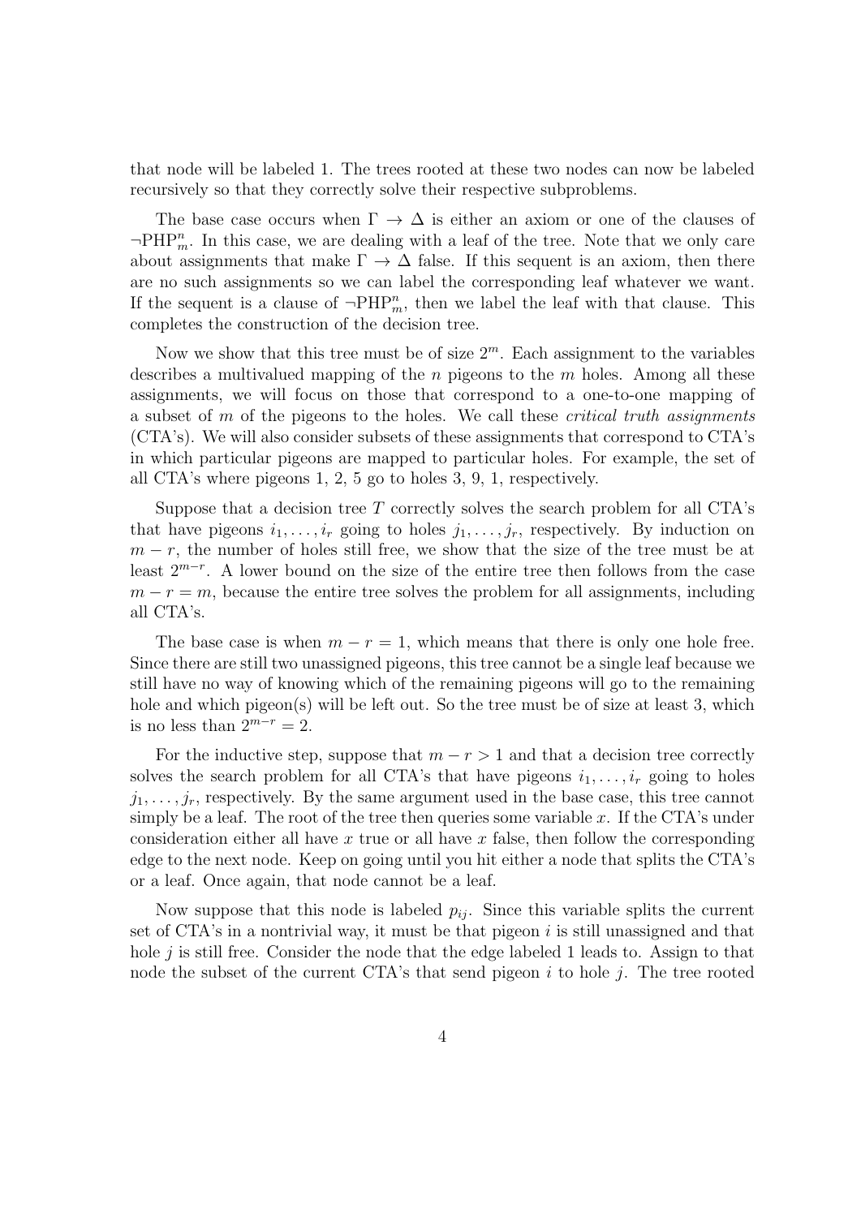that node will be labeled 1. The trees rooted at these two nodes can now be labeled recursively so that they correctly solve their respective subproblems.

The base case occurs when $\Gamma \rightarrow \Delta$ is either an axiom or one of the clauses of $\neg\mathrm{PHP}^n_m$. In this case, we are dealing with a leaf of the tree. Note that we only care about assignments that make $\Gamma \rightarrow \Delta$ false. If this sequent is an axiom, then there are no such assignments so we can label the corresponding leaf whatever we want. If the sequent is a clause of $\neg\mathrm{PHP}^n_m$, then we label the leaf with that clause. This completes the construction of the decision tree.

Now we show that this tree must be of size $2^m$. Each assignment to the variables describes a multivalued mapping of the $n$ pigeons to the $m$ holes. Among all these assignments, we will focus on those that correspond to a one-to-one mapping of a subset of $m$ of the pigeons to the holes. We call these *critical truth assignments* (CTA's). We will also consider subsets of these assignments that correspond to CTA's in which particular pigeons are mapped to particular holes. For example, the set of all CTA's where pigeons 1, 2, 5 go to holes 3, 9, 1, respectively.

Suppose that a decision tree $T$ correctly solves the search problem for all CTA's that have pigeons $i_1, \ldots, i_r$ going to holes $j_1, \ldots, j_r$, respectively. By induction on $m - r$, the number of holes still free, we show that the size of the tree must be at least $2^{m-r}$. A lower bound on the size of the entire tree then follows from the case $m - r = m$, because the entire tree solves the problem for all assignments, including all CTA's.

The base case is when $m - r = 1$, which means that there is only one hole free. Since there are still two unassigned pigeons, this tree cannot be a single leaf because we still have no way of knowing which of the remaining pigeons will go to the remaining hole and which pigeon(s) will be left out. So the tree must be of size at least 3, which is no less than $2^{m-r} = 2$.

For the inductive step, suppose that $m - r > 1$ and that a decision tree correctly solves the search problem for all CTA's that have pigeons $i_1, \ldots, i_r$ going to holes $j_1, \ldots, j_r$, respectively. By the same argument used in the base case, this tree cannot simply be a leaf. The root of the tree then queries some variable $x$. If the CTA's under consideration either all have $x$ true or all have $x$ false, then follow the corresponding edge to the next node. Keep on going until you hit either a node that splits the CTA's or a leaf. Once again, that node cannot be a leaf.

Now suppose that this node is labeled $p_{ij}$. Since this variable splits the current set of CTA's in a nontrivial way, it must be that pigeon $i$ is still unassigned and that hole $j$ is still free. Consider the node that the edge labeled 1 leads to. Assign to that node the subset of the current CTA's that send pigeon $i$ to hole $j$. The tree rooted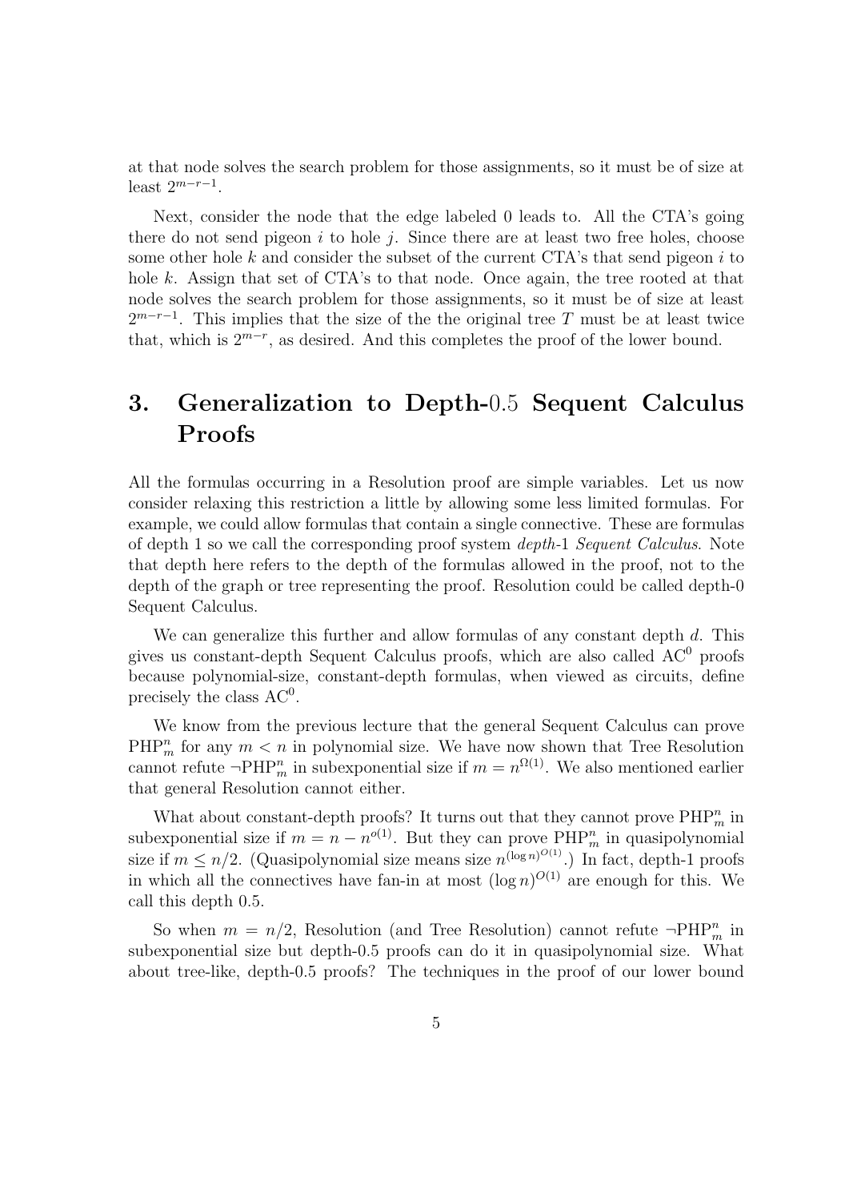at that node solves the search problem for those assignments, so it must be of size at least $2^{m-r-1}$.

Next, consider the node that the edge labeled 0 leads to. All the CTA's going there do not send pigeon $i$ to hole $j$. Since there are at least two free holes, choose some other hole $k$ and consider the subset of the current CTA's that send pigeon $i$ to hole $k$. Assign that set of CTA's to that node. Once again, the tree rooted at that node solves the search problem for those assignments, so it must be of size at least $2^{m-r-1}$. This implies that the size of the the original tree $T$ must be at least twice that, which is $2^{m-r}$, as desired. And this completes the proof of the lower bound.

# 3. Generalization to Depth-0.5 Sequent Calculus Proofs

All the formulas occurring in a Resolution proof are simple variables. Let us now consider relaxing this restriction a little by allowing some less limited formulas. For example, we could allow formulas that contain a single connective. These are formulas of depth 1 so we call the corresponding proof system *depth-1 Sequent Calculus*. Note that depth here refers to the depth of the formulas allowed in the proof, not to the depth of the graph or tree representing the proof. Resolution could be called depth-0 Sequent Calculus.

We can generalize this further and allow formulas of any constant depth $d$. This gives us constant-depth Sequent Calculus proofs, which are also called $\mathrm{AC}^0$ proofs because polynomial-size, constant-depth formulas, when viewed as circuits, define precisely the class $\mathrm{AC}^0$.

We know from the previous lecture that the general Sequent Calculus can prove $\mathrm{PHP}^n_m$ for any $m < n$ in polynomial size. We have now shown that Tree Resolution cannot refute $\neg\mathrm{PHP}^n_m$ in subexponential size if $m = n^{\Omega(1)}$. We also mentioned earlier that general Resolution cannot either.

What about constant-depth proofs? It turns out that they cannot prove $\mathrm{PHP}^n_m$ in subexponential size if $m = n - n^{o(1)}$. But they can prove $\mathrm{PHP}^n_m$ in quasipolynomial size if $m \leq n/2$. (Quasipolynomial size means size $n^{(\log n)^{O(1)}}$.) In fact, depth-1 proofs in which all the connectives have fan-in at most $(\log n)^{O(1)}$ are enough for this. We call this depth 0.5.

So when $m = n/2$, Resolution (and Tree Resolution) cannot refute $\neg\mathrm{PHP}^n_m$ in subexponential size but depth-0.5 proofs can do it in quasipolynomial size. What about tree-like, depth-0.5 proofs? The techniques in the proof of our lower bound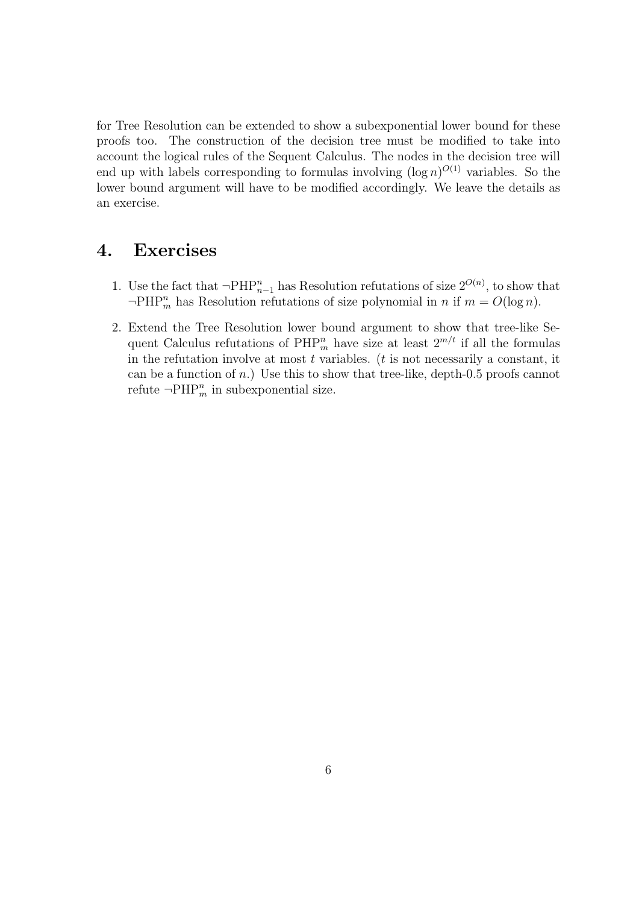for Tree Resolution can be extended to show a subexponential lower bound for these proofs too. The construction of the decision tree must be modified to take into account the logical rules of the Sequent Calculus. The nodes in the decision tree will end up with labels corresponding to formulas involving $(\log n)^{O(1)}$ variables. So the lower bound argument will have to be modified accordingly. We leave the details as an exercise.

## 4. Exercises

1. Use the fact that $\neg\text{PHP}^n_{n-1}$ has Resolution refutations of size $2^{O(n)}$, to show that $\neg\text{PHP}^n_m$ has Resolution refutations of size polynomial in $n$ if $m = O(\log n)$.

2. Extend the Tree Resolution lower bound argument to show that tree-like Sequent Calculus refutations of $\text{PHP}^n_m$ have size at least $2^{m/t}$ if all the formulas in the refutation involve at most $t$ variables. ($t$ is not necessarily a constant, it can be a function of $n$.) Use this to show that tree-like, depth-0.5 proofs cannot refute $\neg\text{PHP}^n_m$ in subexponential size.